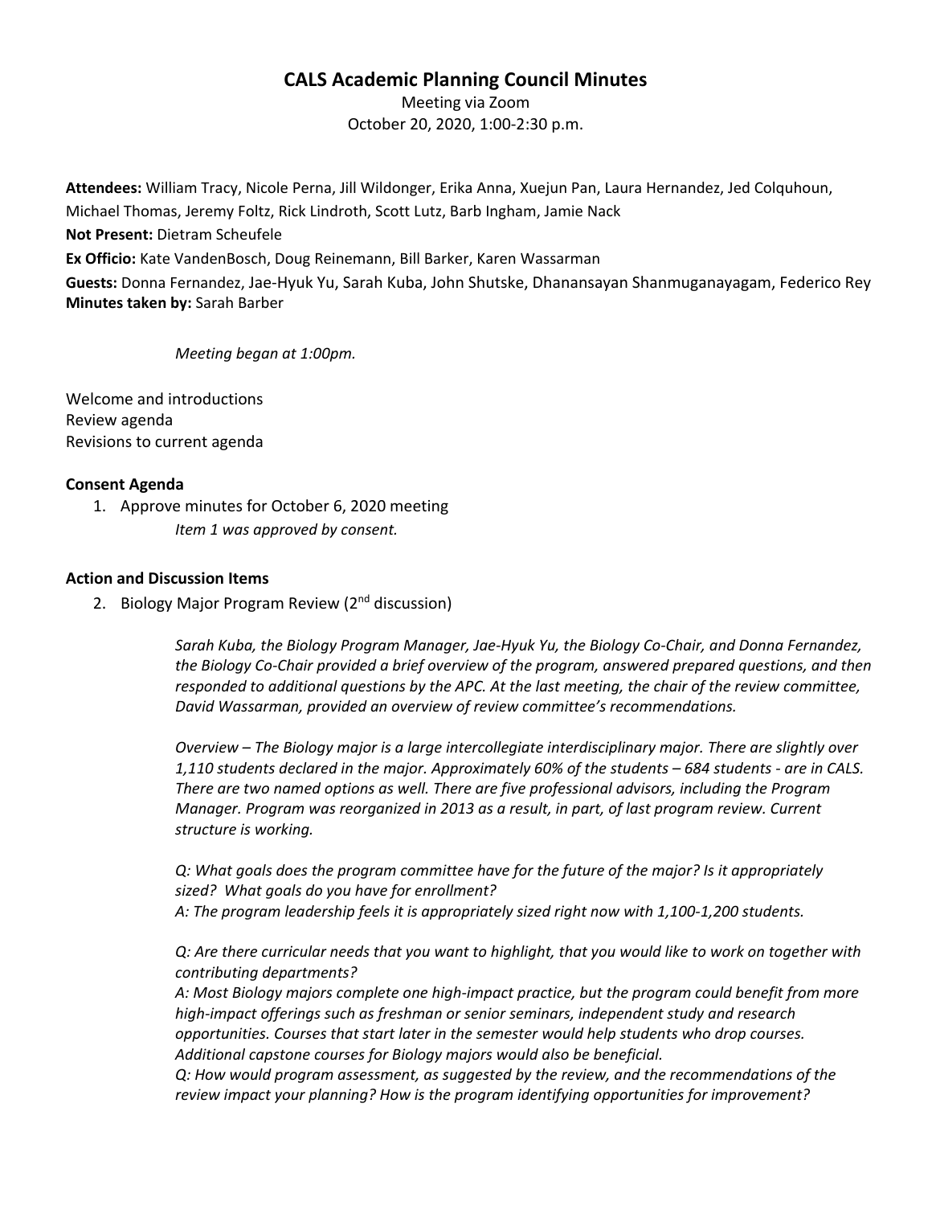# CALS Academic Planning Council Minutes

Meeting via Zoom
October 20, 2020, 1:00-2:30 p.m.

**Attendees:** William Tracy, Nicole Perna, Jill Wildonger, Erika Anna, Xuejun Pan, Laura Hernandez, Jed Colquhoun, Michael Thomas, Jeremy Foltz, Rick Lindroth, Scott Lutz, Barb Ingham, Jamie Nack
**Not Present:** Dietram Scheufele
**Ex Officio:** Kate VandenBosch, Doug Reinemann, Bill Barker, Karen Wassarman
**Guests:** Donna Fernandez, Jae-Hyuk Yu, Sarah Kuba, John Shutske, Dhanansayan Shanmuganayagam, Federico Rey
**Minutes taken by:** Sarah Barber

*Meeting began at 1:00pm.*

Welcome and introductions
Review agenda
Revisions to current agenda

**Consent Agenda**

1. Approve minutes for October 6, 2020 meeting
   *Item 1 was approved by consent.*

**Action and Discussion Items**

2. Biology Major Program Review (2nd discussion)

   *Sarah Kuba, the Biology Program Manager, Jae-Hyuk Yu, the Biology Co-Chair, and Donna Fernandez, the Biology Co-Chair provided a brief overview of the program, answered prepared questions, and then responded to additional questions by the APC. At the last meeting, the chair of the review committee, David Wassarman, provided an overview of review committee's recommendations.*

   *Overview – The Biology major is a large intercollegiate interdisciplinary major. There are slightly over 1,110 students declared in the major. Approximately 60% of the students – 684 students - are in CALS. There are two named options as well. There are five professional advisors, including the Program Manager. Program was reorganized in 2013 as a result, in part, of last program review. Current structure is working.*

   *Q: What goals does the program committee have for the future of the major? Is it appropriately sized? What goals do you have for enrollment?*
   *A: The program leadership feels it is appropriately sized right now with 1,100-1,200 students.*

   *Q: Are there curricular needs that you want to highlight, that you would like to work on together with contributing departments?*
   *A: Most Biology majors complete one high-impact practice, but the program could benefit from more high-impact offerings such as freshman or senior seminars, independent study and research opportunities. Courses that start later in the semester would help students who drop courses. Additional capstone courses for Biology majors would also be beneficial.*
   *Q: How would program assessment, as suggested by the review, and the recommendations of the review impact your planning? How is the program identifying opportunities for improvement?*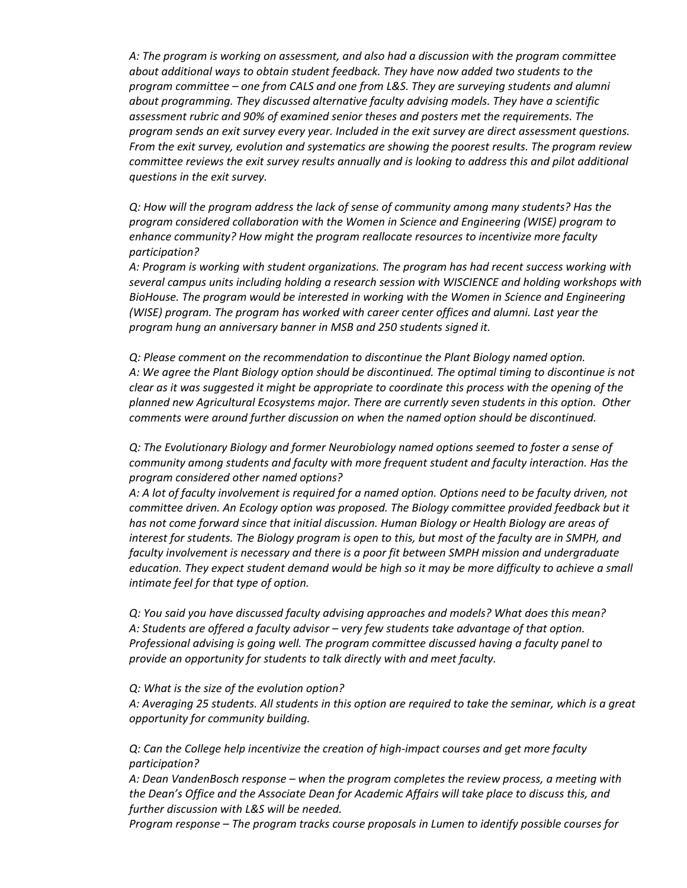*A: The program is working on assessment, and also had a discussion with the program committee about additional ways to obtain student feedback. They have now added two students to the program committee – one from CALS and one from L&S. They are surveying students and alumni about programming. They discussed alternative faculty advising models. They have a scientific assessment rubric and 90% of examined senior theses and posters met the requirements. The program sends an exit survey every year. Included in the exit survey are direct assessment questions. From the exit survey, evolution and systematics are showing the poorest results. The program review committee reviews the exit survey results annually and is looking to address this and pilot additional questions in the exit survey.*

*Q: How will the program address the lack of sense of community among many students? Has the program considered collaboration with the Women in Science and Engineering (WISE) program to enhance community? How might the program reallocate resources to incentivize more faculty participation?*
*A: Program is working with student organizations. The program has had recent success working with several campus units including holding a research session with WISCIENCE and holding workshops with BioHouse. The program would be interested in working with the Women in Science and Engineering (WISE) program. The program has worked with career center offices and alumni. Last year the program hung an anniversary banner in MSB and 250 students signed it.*

*Q: Please comment on the recommendation to discontinue the Plant Biology named option.*
*A: We agree the Plant Biology option should be discontinued. The optimal timing to discontinue is not clear as it was suggested it might be appropriate to coordinate this process with the opening of the planned new Agricultural Ecosystems major. There are currently seven students in this option. Other comments were around further discussion on when the named option should be discontinued.*

*Q: The Evolutionary Biology and former Neurobiology named options seemed to foster a sense of community among students and faculty with more frequent student and faculty interaction. Has the program considered other named options?*
*A: A lot of faculty involvement is required for a named option. Options need to be faculty driven, not committee driven. An Ecology option was proposed. The Biology committee provided feedback but it has not come forward since that initial discussion. Human Biology or Health Biology are areas of interest for students. The Biology program is open to this, but most of the faculty are in SMPH, and faculty involvement is necessary and there is a poor fit between SMPH mission and undergraduate education. They expect student demand would be high so it may be more difficulty to achieve a small intimate feel for that type of option.*

*Q: You said you have discussed faculty advising approaches and models? What does this mean?*
*A: Students are offered a faculty advisor – very few students take advantage of that option. Professional advising is going well. The program committee discussed having a faculty panel to provide an opportunity for students to talk directly with and meet faculty.*

*Q: What is the size of the evolution option?*
*A: Averaging 25 students. All students in this option are required to take the seminar, which is a great opportunity for community building.*

*Q: Can the College help incentivize the creation of high-impact courses and get more faculty participation?*
*A: Dean VandenBosch response – when the program completes the review process, a meeting with the Dean's Office and the Associate Dean for Academic Affairs will take place to discuss this, and further discussion with L&S will be needed.*
*Program response – The program tracks course proposals in Lumen to identify possible courses for*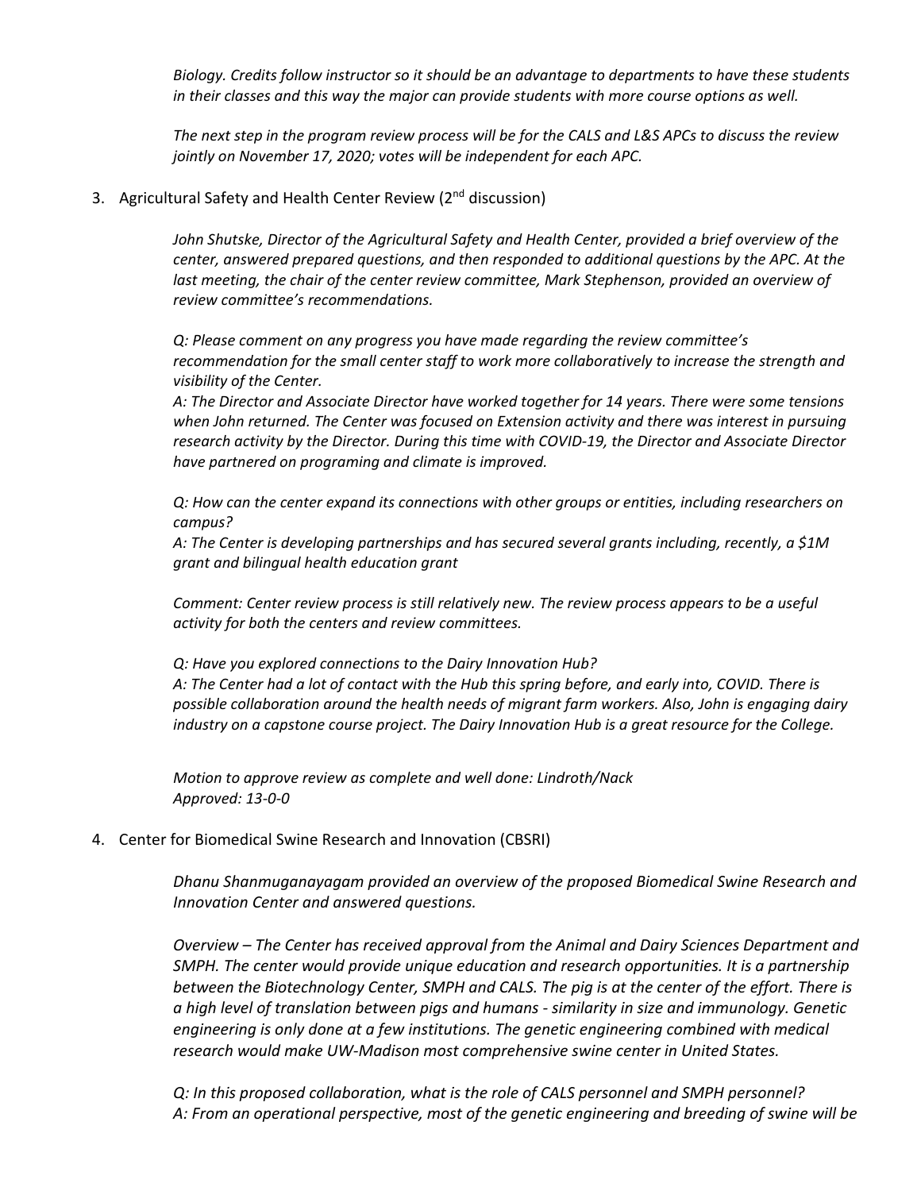*Biology. Credits follow instructor so it should be an advantage to departments to have these students in their classes and this way the major can provide students with more course options as well.*

*The next step in the program review process will be for the CALS and L&S APCs to discuss the review jointly on November 17, 2020; votes will be independent for each APC.*

3. Agricultural Safety and Health Center Review (2nd discussion)

*John Shutske, Director of the Agricultural Safety and Health Center, provided a brief overview of the center, answered prepared questions, and then responded to additional questions by the APC. At the last meeting, the chair of the center review committee, Mark Stephenson, provided an overview of review committee's recommendations.*

*Q: Please comment on any progress you have made regarding the review committee's recommendation for the small center staff to work more collaboratively to increase the strength and visibility of the Center.*
*A: The Director and Associate Director have worked together for 14 years. There were some tensions when John returned. The Center was focused on Extension activity and there was interest in pursuing research activity by the Director. During this time with COVID-19, the Director and Associate Director have partnered on programing and climate is improved.*

*Q: How can the center expand its connections with other groups or entities, including researchers on campus?*
*A: The Center is developing partnerships and has secured several grants including, recently, a $1M grant and bilingual health education grant*

*Comment: Center review process is still relatively new. The review process appears to be a useful activity for both the centers and review committees.*

*Q: Have you explored connections to the Dairy Innovation Hub?*
*A: The Center had a lot of contact with the Hub this spring before, and early into, COVID. There is possible collaboration around the health needs of migrant farm workers. Also, John is engaging dairy industry on a capstone course project. The Dairy Innovation Hub is a great resource for the College.*

*Motion to approve review as complete and well done: Lindroth/Nack*
*Approved: 13-0-0*

4. Center for Biomedical Swine Research and Innovation (CBSRI)

*Dhanu Shanmuganayagam provided an overview of the proposed Biomedical Swine Research and Innovation Center and answered questions.*

*Overview – The Center has received approval from the Animal and Dairy Sciences Department and SMPH. The center would provide unique education and research opportunities. It is a partnership between the Biotechnology Center, SMPH and CALS. The pig is at the center of the effort. There is a high level of translation between pigs and humans - similarity in size and immunology. Genetic engineering is only done at a few institutions. The genetic engineering combined with medical research would make UW-Madison most comprehensive swine center in United States.*

*Q: In this proposed collaboration, what is the role of CALS personnel and SMPH personnel?*
*A: From an operational perspective, most of the genetic engineering and breeding of swine will be*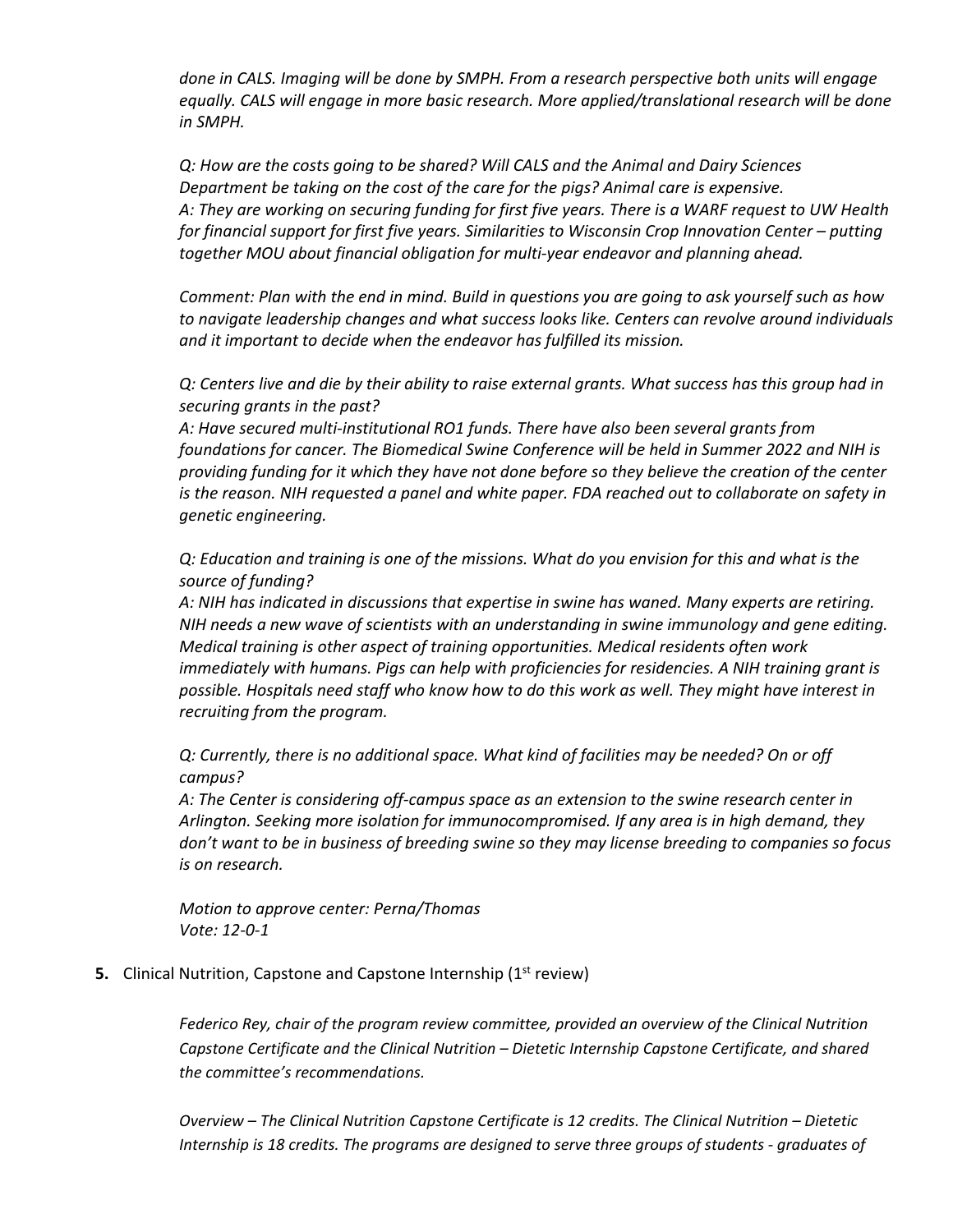*done in CALS. Imaging will be done by SMPH. From a research perspective both units will engage equally. CALS will engage in more basic research. More applied/translational research will be done in SMPH.*

*Q: How are the costs going to be shared? Will CALS and the Animal and Dairy Sciences Department be taking on the cost of the care for the pigs? Animal care is expensive.*
*A: They are working on securing funding for first five years. There is a WARF request to UW Health for financial support for first five years. Similarities to Wisconsin Crop Innovation Center – putting together MOU about financial obligation for multi-year endeavor and planning ahead.*

*Comment: Plan with the end in mind. Build in questions you are going to ask yourself such as how to navigate leadership changes and what success looks like. Centers can revolve around individuals and it important to decide when the endeavor has fulfilled its mission.*

*Q: Centers live and die by their ability to raise external grants. What success has this group had in securing grants in the past?*
*A: Have secured multi-institutional RO1 funds. There have also been several grants from foundations for cancer. The Biomedical Swine Conference will be held in Summer 2022 and NIH is providing funding for it which they have not done before so they believe the creation of the center is the reason. NIH requested a panel and white paper. FDA reached out to collaborate on safety in genetic engineering.*

*Q: Education and training is one of the missions. What do you envision for this and what is the source of funding?*
*A: NIH has indicated in discussions that expertise in swine has waned. Many experts are retiring. NIH needs a new wave of scientists with an understanding in swine immunology and gene editing. Medical training is other aspect of training opportunities. Medical residents often work immediately with humans. Pigs can help with proficiencies for residencies. A NIH training grant is possible. Hospitals need staff who know how to do this work as well. They might have interest in recruiting from the program.*

*Q: Currently, there is no additional space. What kind of facilities may be needed? On or off campus?*
*A: The Center is considering off-campus space as an extension to the swine research center in Arlington. Seeking more isolation for immunocompromised. If any area is in high demand, they don't want to be in business of breeding swine so they may license breeding to companies so focus is on research.*

*Motion to approve center: Perna/Thomas*
*Vote: 12-0-1*

**5.** Clinical Nutrition, Capstone and Capstone Internship (1st review)

*Federico Rey, chair of the program review committee, provided an overview of the Clinical Nutrition Capstone Certificate and the Clinical Nutrition – Dietetic Internship Capstone Certificate, and shared the committee's recommendations.*

*Overview – The Clinical Nutrition Capstone Certificate is 12 credits. The Clinical Nutrition – Dietetic Internship is 18 credits. The programs are designed to serve three groups of students - graduates of*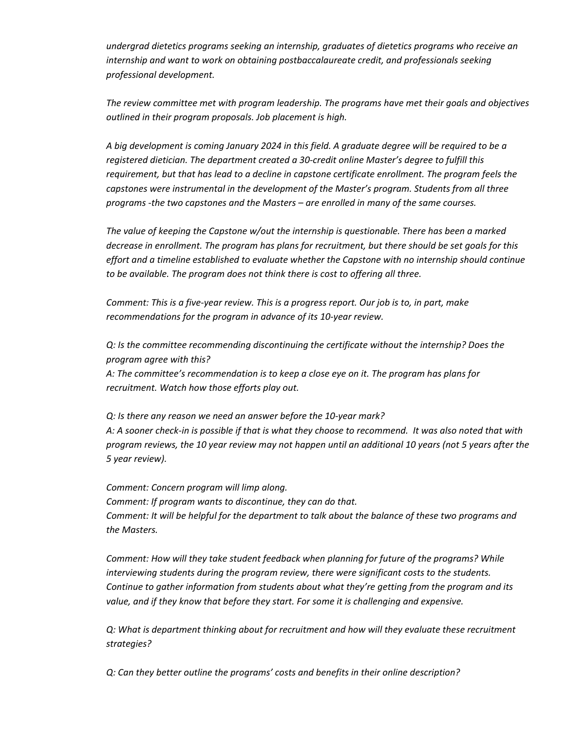*undergrad dietetics programs seeking an internship, graduates of dietetics programs who receive an internship and want to work on obtaining postbaccalaureate credit, and professionals seeking professional development.*

*The review committee met with program leadership. The programs have met their goals and objectives outlined in their program proposals. Job placement is high.*

*A big development is coming January 2024 in this field. A graduate degree will be required to be a registered dietician. The department created a 30-credit online Master's degree to fulfill this requirement, but that has lead to a decline in capstone certificate enrollment. The program feels the capstones were instrumental in the development of the Master's program. Students from all three programs -the two capstones and the Masters – are enrolled in many of the same courses.*

*The value of keeping the Capstone w/out the internship is questionable. There has been a marked decrease in enrollment. The program has plans for recruitment, but there should be set goals for this effort and a timeline established to evaluate whether the Capstone with no internship should continue to be available. The program does not think there is cost to offering all three.*

*Comment: This is a five-year review. This is a progress report. Our job is to, in part, make recommendations for the program in advance of its 10-year review.*

*Q: Is the committee recommending discontinuing the certificate without the internship? Does the program agree with this?*
*A: The committee's recommendation is to keep a close eye on it. The program has plans for recruitment. Watch how those efforts play out.*

*Q: Is there any reason we need an answer before the 10-year mark?*
*A: A sooner check-in is possible if that is what they choose to recommend. It was also noted that with program reviews, the 10 year review may not happen until an additional 10 years (not 5 years after the 5 year review).*

*Comment: Concern program will limp along.*
*Comment: If program wants to discontinue, they can do that.*
*Comment: It will be helpful for the department to talk about the balance of these two programs and the Masters.*

*Comment: How will they take student feedback when planning for future of the programs? While interviewing students during the program review, there were significant costs to the students. Continue to gather information from students about what they're getting from the program and its value, and if they know that before they start. For some it is challenging and expensive.*

*Q: What is department thinking about for recruitment and how will they evaluate these recruitment strategies?*

*Q: Can they better outline the programs' costs and benefits in their online description?*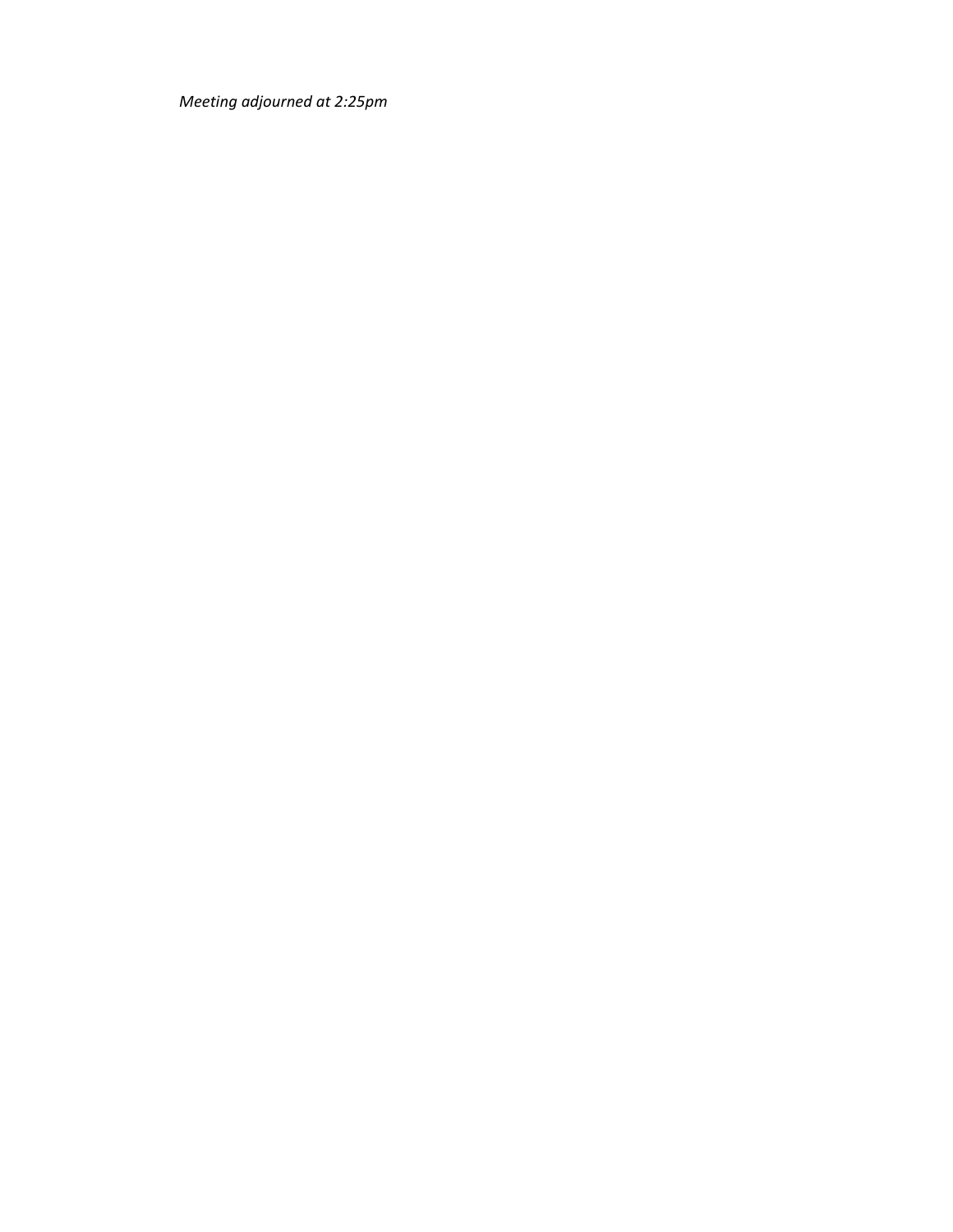*Meeting adjourned at 2:25pm*